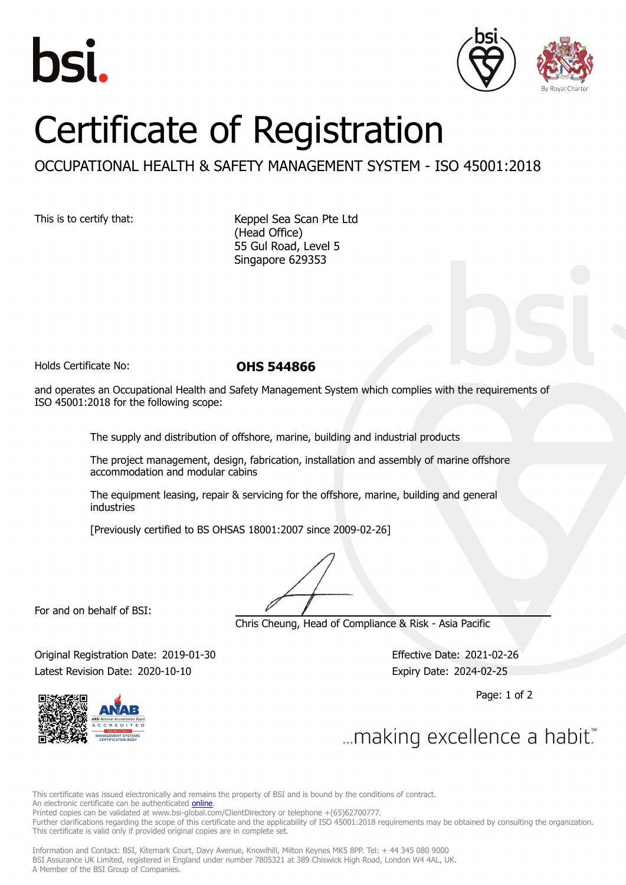bsi.

By Royal Charter

# Certificate of Registration

## OCCUPATIONAL HEALTH & SAFETY MANAGEMENT SYSTEM - ISO 45001:2018

This is to certify that:

Keppel Sea Scan Pte Ltd
(Head Office)
55 Gul Road, Level 5
Singapore 629353

Holds Certificate No: **OHS 544866**

and operates an Occupational Health and Safety Management System which complies with the requirements of ISO 45001:2018 for the following scope:

The supply and distribution of offshore, marine, building and industrial products

The project management, design, fabrication, installation and assembly of marine offshore accommodation and modular cabins

The equipment leasing, repair & servicing for the offshore, marine, building and general industries

[Previously certified to BS OHSAS 18001:2007 since 2009-02-26]

For and on behalf of BSI:

Chris Cheung, Head of Compliance & Risk - Asia Pacific

Original Registration Date: 2019-01-30

Latest Revision Date: 2020-10-10

Effective Date: 2021-02-26

Expiry Date: 2024-02-25

ANAB ANSI National Accreditation Board ACCREDITED MANAGEMENT SYSTEMS CERTIFICATION BODY

...making excellence a habit.™

This certificate was issued electronically and remains the property of BSI and is bound by the conditions of contract.
An electronic certificate can be authenticated online.
Printed copies can be validated at www.bsi-global.com/ClientDirectory or telephone +(65)62700777.
Further clarifications regarding the scope of this certificate and the applicability of ISO 45001:2018 requirements may be obtained by consulting the organization.
This certificate is valid only if provided original copies are in complete set.

Information and Contact: BSI, Kitemark Court, Davy Avenue, Knowlhill, Milton Keynes MK5 8PP. Tel: + 44 345 080 9000
BSI Assurance UK Limited, registered in England under number 7805321 at 389 Chiswick High Road, London W4 4AL, UK.
A Member of the BSI Group of Companies.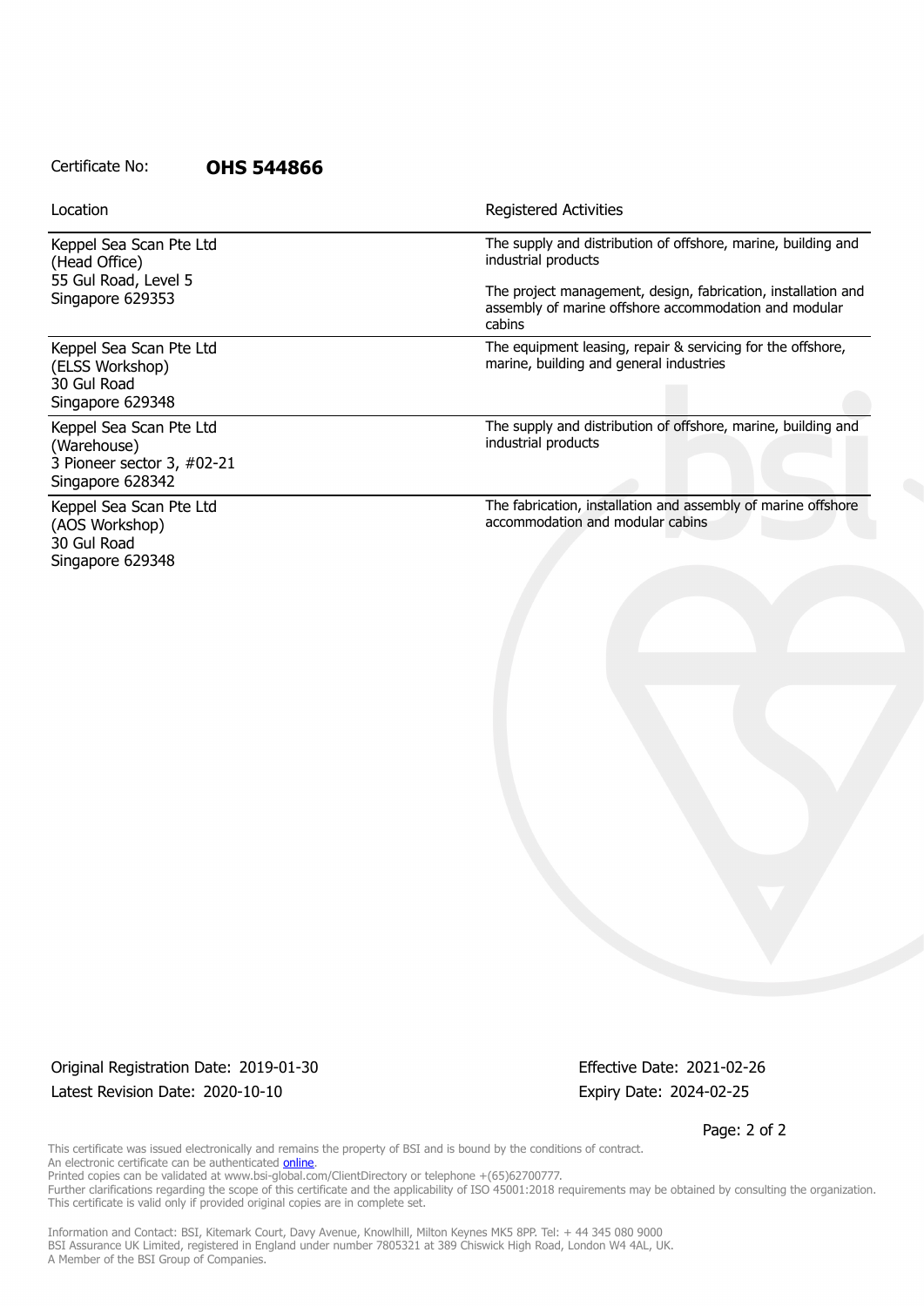Certificate No: **OHS 544866**

| Location | Registered Activities |
| --- | --- |
| Keppel Sea Scan Pte Ltd (Head Office) 55 Gul Road, Level 5 Singapore 629353 | The supply and distribution of offshore, marine, building and industrial products<br><br>The project management, design, fabrication, installation and assembly of marine offshore accommodation and modular cabins |
| Keppel Sea Scan Pte Ltd (ELSS Workshop) 30 Gul Road Singapore 629348 | The equipment leasing, repair & servicing for the offshore, marine, building and general industries |
| Keppel Sea Scan Pte Ltd (Warehouse) 3 Pioneer sector 3, #02-21 Singapore 628342 | The supply and distribution of offshore, marine, building and industrial products |
| Keppel Sea Scan Pte Ltd (AOS Workshop) 30 Gul Road Singapore 629348 | The fabrication, installation and assembly of marine offshore accommodation and modular cabins |

Original Registration Date: 2019-01-30

Latest Revision Date: 2020-10-10

Effective Date: 2021-02-26

Expiry Date: 2024-02-25

This certificate was issued electronically and remains the property of BSI and is bound by the conditions of contract.
An electronic certificate can be authenticated online.
Printed copies can be validated at www.bsi-global.com/ClientDirectory or telephone +(65)62700777.
Further clarifications regarding the scope of this certificate and the applicability of ISO 45001:2018 requirements may be obtained by consulting the organization.
This certificate is valid only if provided original copies are in complete set.

Information and Contact: BSI, Kitemark Court, Davy Avenue, Knowlhill, Milton Keynes MK5 8PP. Tel: + 44 345 080 9000
BSI Assurance UK Limited, registered in England under number 7805321 at 389 Chiswick High Road, London W4 4AL, UK.
A Member of the BSI Group of Companies.